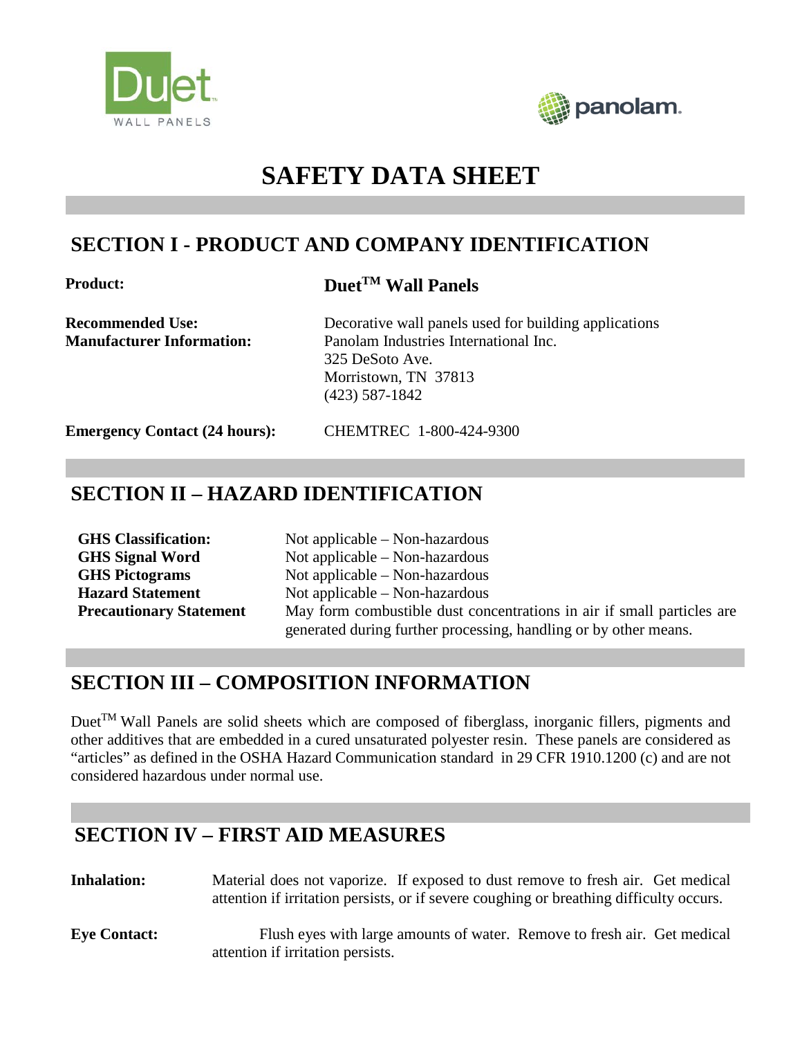# SAFETY DATA SHEET

## SECTION I - PRODUCT AND COMPANY IDENTIFICATION

**Product:** **Duet™ Wall Panels**

**Recommended Use:** Decorative wall panels used for building applications

**Manufacturer Information:** Panolam Industries International Inc.
325 DeSoto Ave.
Morristown, TN 37813
(423) 587-1842

**Emergency Contact (24 hours):** CHEMTREC 1-800-424-9300

## SECTION II – HAZARD IDENTIFICATION

**GHS Classification:** Not applicable – Non-hazardous

**GHS Signal Word** Not applicable – Non-hazardous

**GHS Pictograms** Not applicable – Non-hazardous

**Hazard Statement** Not applicable – Non-hazardous

**Precautionary Statement** May form combustible dust concentrations in air if small particles are generated during further processing, handling or by other means.

## SECTION III – COMPOSITION INFORMATION

Duet™ Wall Panels are solid sheets which are composed of fiberglass, inorganic fillers, pigments and other additives that are embedded in a cured unsaturated polyester resin. These panels are considered as "articles" as defined in the OSHA Hazard Communication standard in 29 CFR 1910.1200 (c) and are not considered hazardous under normal use.

## SECTION IV – FIRST AID MEASURES

**Inhalation:** Material does not vaporize. If exposed to dust remove to fresh air. Get medical attention if irritation persists, or if severe coughing or breathing difficulty occurs.

**Eye Contact:** Flush eyes with large amounts of water. Remove to fresh air. Get medical attention if irritation persists.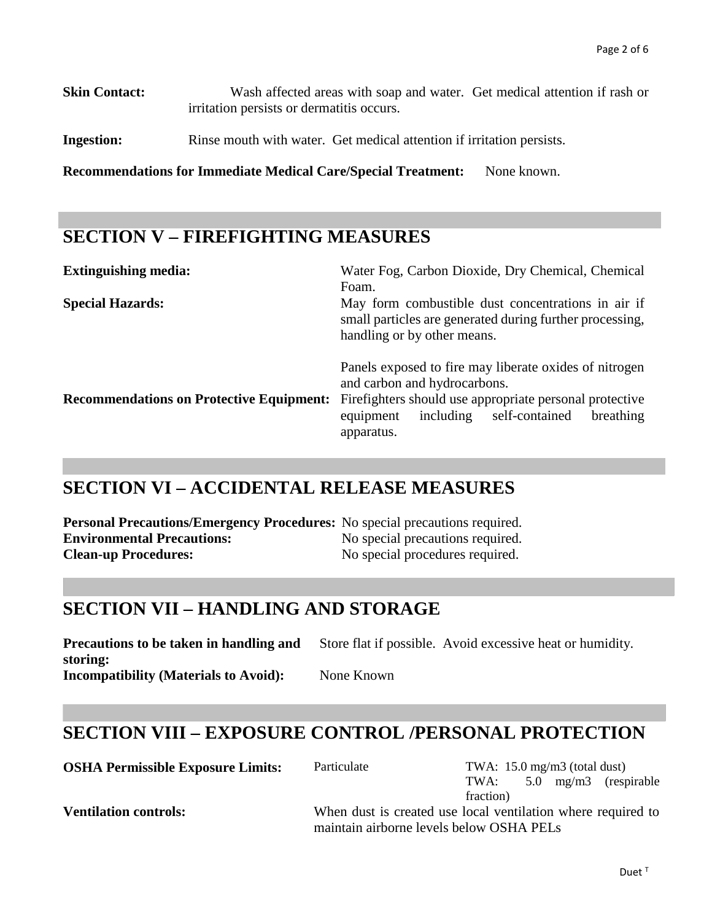**Skin Contact:** Wash affected areas with soap and water. Get medical attention if rash or irritation persists or dermatitis occurs.

**Ingestion:** Rinse mouth with water. Get medical attention if irritation persists.

**Recommendations for Immediate Medical Care/Special Treatment:** None known.

## SECTION V – FIREFIGHTING MEASURES

**Extinguishing media:** Water Fog, Carbon Dioxide, Dry Chemical, Chemical Foam.

**Special Hazards:** May form combustible dust concentrations in air if small particles are generated during further processing, handling or by other means.

Panels exposed to fire may liberate oxides of nitrogen and carbon and hydrocarbons.

**Recommendations on Protective Equipment:** Firefighters should use appropriate personal protective equipment including self-contained breathing apparatus.

## SECTION VI – ACCIDENTAL RELEASE MEASURES

**Personal Precautions/Emergency Procedures:** No special precautions required.
**Environmental Precautions:** No special precautions required.
**Clean-up Procedures:** No special procedures required.

## SECTION VII – HANDLING AND STORAGE

**Precautions to be taken in handling and storing:** Store flat if possible. Avoid excessive heat or humidity.
**Incompatibility (Materials to Avoid):** None Known

## SECTION VIII – EXPOSURE CONTROL /PERSONAL PROTECTION

**OSHA Permissible Exposure Limits:** Particulate — TWA: 15.0 mg/m3 (total dust); TWA: 5.0 mg/m3 (respirable fraction)

**Ventilation controls:** When dust is created use local ventilation where required to maintain airborne levels below OSHA PELs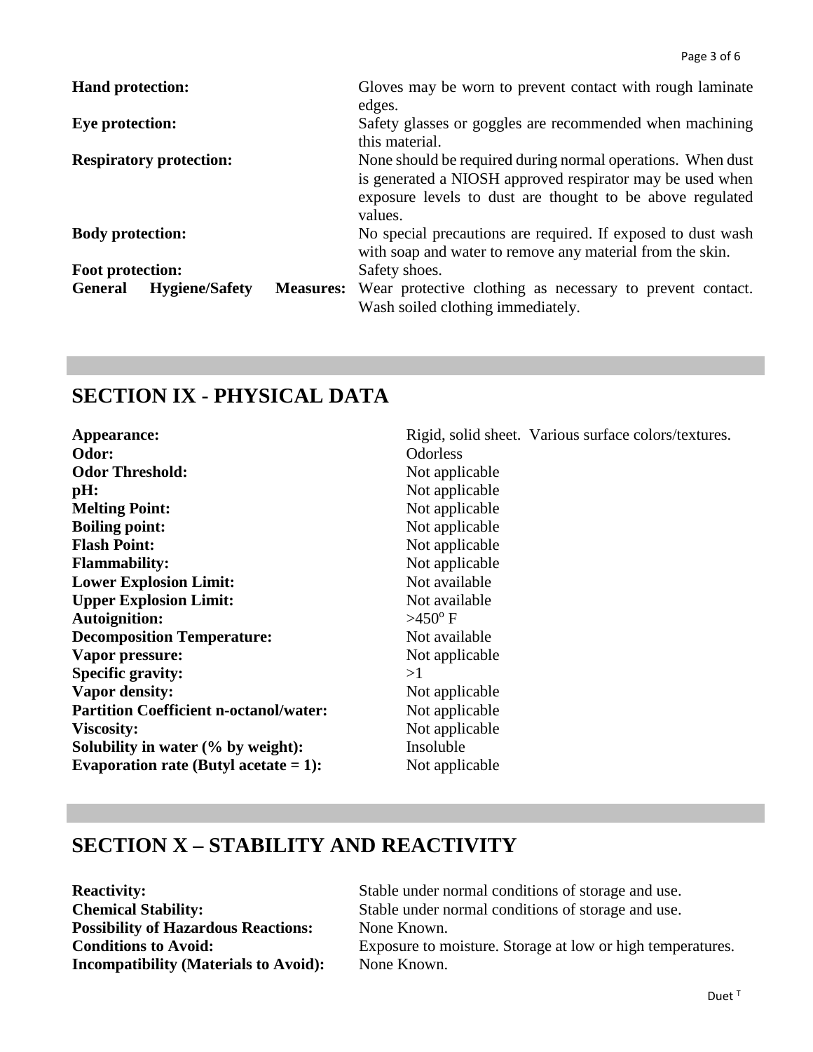**Hand protection:** Gloves may be worn to prevent contact with rough laminate edges.

**Eye protection:** Safety glasses or goggles are recommended when machining this material.

**Respiratory protection:** None should be required during normal operations. When dust is generated a NIOSH approved respirator may be used when exposure levels to dust are thought to be above regulated values.

**Body protection:** No special precautions are required. If exposed to dust wash with soap and water to remove any material from the skin.

**Foot protection:** Safety shoes.

**General Hygiene/Safety Measures:** Wear protective clothing as necessary to prevent contact. Wash soiled clothing immediately.

## SECTION IX - PHYSICAL DATA

| | |
|---|---|
| **Appearance:** | Rigid, solid sheet. Various surface colors/textures. |
| **Odor:** | Odorless |
| **Odor Threshold:** | Not applicable |
| **pH:** | Not applicable |
| **Melting Point:** | Not applicable |
| **Boiling point:** | Not applicable |
| **Flash Point:** | Not applicable |
| **Flammability:** | Not applicable |
| **Lower Explosion Limit:** | Not available |
| **Upper Explosion Limit:** | Not available |
| **Autoignition:** | >450$^{o}$ F |
| **Decomposition Temperature:** | Not available |
| **Vapor pressure:** | Not applicable |
| **Specific gravity:** | >1 |
| **Vapor density:** | Not applicable |
| **Partition Coefficient n-octanol/water:** | Not applicable |
| **Viscosity:** | Not applicable |
| **Solubility in water (% by weight):** | Insoluble |
| **Evaporation rate (Butyl acetate = 1):** | Not applicable |

## SECTION X – STABILITY AND REACTIVITY

| | |
|---|---|
| **Reactivity:** | Stable under normal conditions of storage and use. |
| **Chemical Stability:** | Stable under normal conditions of storage and use. |
| **Possibility of Hazardous Reactions:** | None Known. |
| **Conditions to Avoid:** | Exposure to moisture. Storage at low or high temperatures. |
| **Incompatibility (Materials to Avoid):** | None Known. |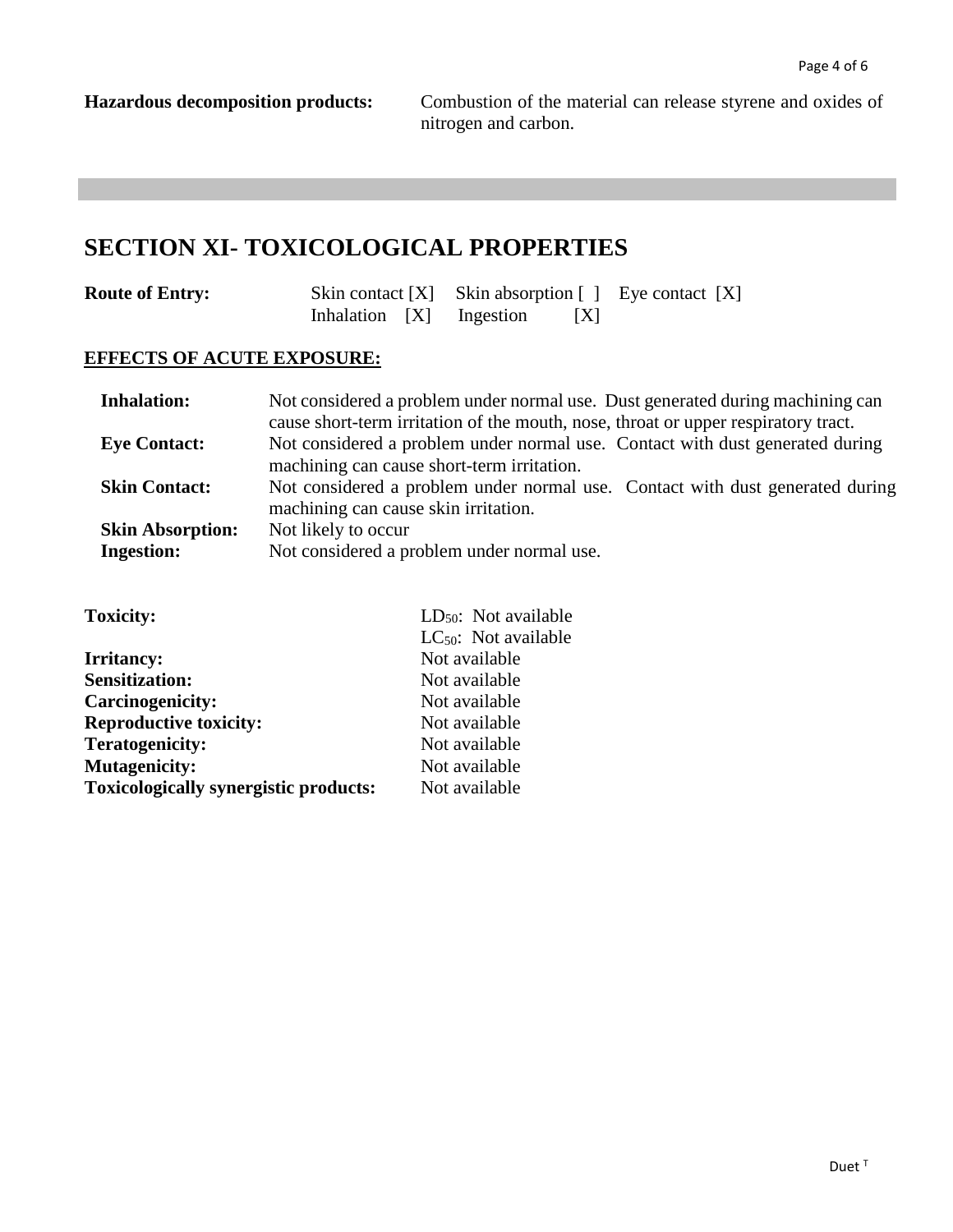**Hazardous decomposition products:** Combustion of the material can release styrene and oxides of nitrogen and carbon.

## SECTION XI- TOXICOLOGICAL PROPERTIES

**Route of Entry:** Skin contact [X] Skin absorption [ ] Eye contact [X] Inhalation [X] Ingestion [X]

**EFFECTS OF ACUTE EXPOSURE:**

**Inhalation:** Not considered a problem under normal use. Dust generated during machining can cause short-term irritation of the mouth, nose, throat or upper respiratory tract.

**Eye Contact:** Not considered a problem under normal use. Contact with dust generated during machining can cause short-term irritation.

**Skin Contact:** Not considered a problem under normal use. Contact with dust generated during machining can cause skin irritation.

**Skin Absorption:** Not likely to occur

**Ingestion:** Not considered a problem under normal use.

**Toxicity:** $LD_{50}$: Not available
$LC_{50}$: Not available

**Irritancy:** Not available

**Sensitization:** Not available

**Carcinogenicity:** Not available

**Reproductive toxicity:** Not available

**Teratogenicity:** Not available

**Mutagenicity:** Not available

**Toxicologically synergistic products:** Not available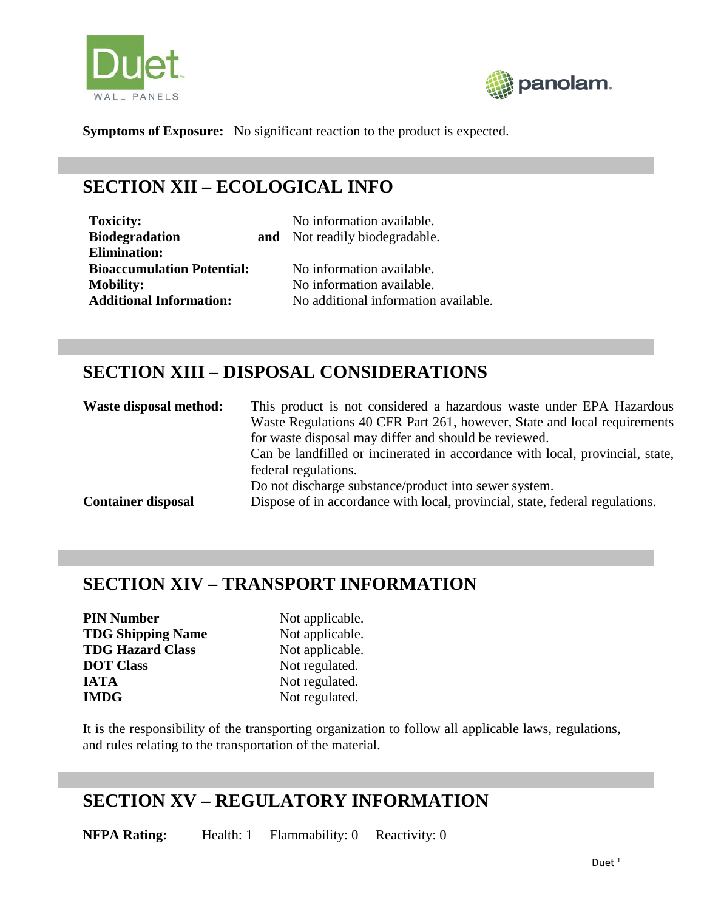**Symptoms of Exposure:** No significant reaction to the product is expected.

## SECTION XII – ECOLOGICAL INFO

| | |
|---|---|
| **Toxicity:** | No information available. |
| **Biodegradation and Elimination:** | Not readily biodegradable. |
| **Bioaccumulation Potential:** | No information available. |
| **Mobility:** | No information available. |
| **Additional Information:** | No additional information available. |

## SECTION XIII – DISPOSAL CONSIDERATIONS

**Waste disposal method:** This product is not considered a hazardous waste under EPA Hazardous Waste Regulations 40 CFR Part 261, however, State and local requirements for waste disposal may differ and should be reviewed.
Can be landfilled or incinerated in accordance with local, provincial, state, federal regulations.
Do not discharge substance/product into sewer system.

**Container disposal** Dispose of in accordance with local, provincial, state, federal regulations.

## SECTION XIV – TRANSPORT INFORMATION

| | |
|---|---|
| **PIN Number** | Not applicable. |
| **TDG Shipping Name** | Not applicable. |
| **TDG Hazard Class** | Not applicable. |
| **DOT Class** | Not regulated. |
| **IATA** | Not regulated. |
| **IMDG** | Not regulated. |

It is the responsibility of the transporting organization to follow all applicable laws, regulations, and rules relating to the transportation of the material.

## SECTION XV – REGULATORY INFORMATION

**NFPA Rating:** Health: 1 Flammability: 0 Reactivity: 0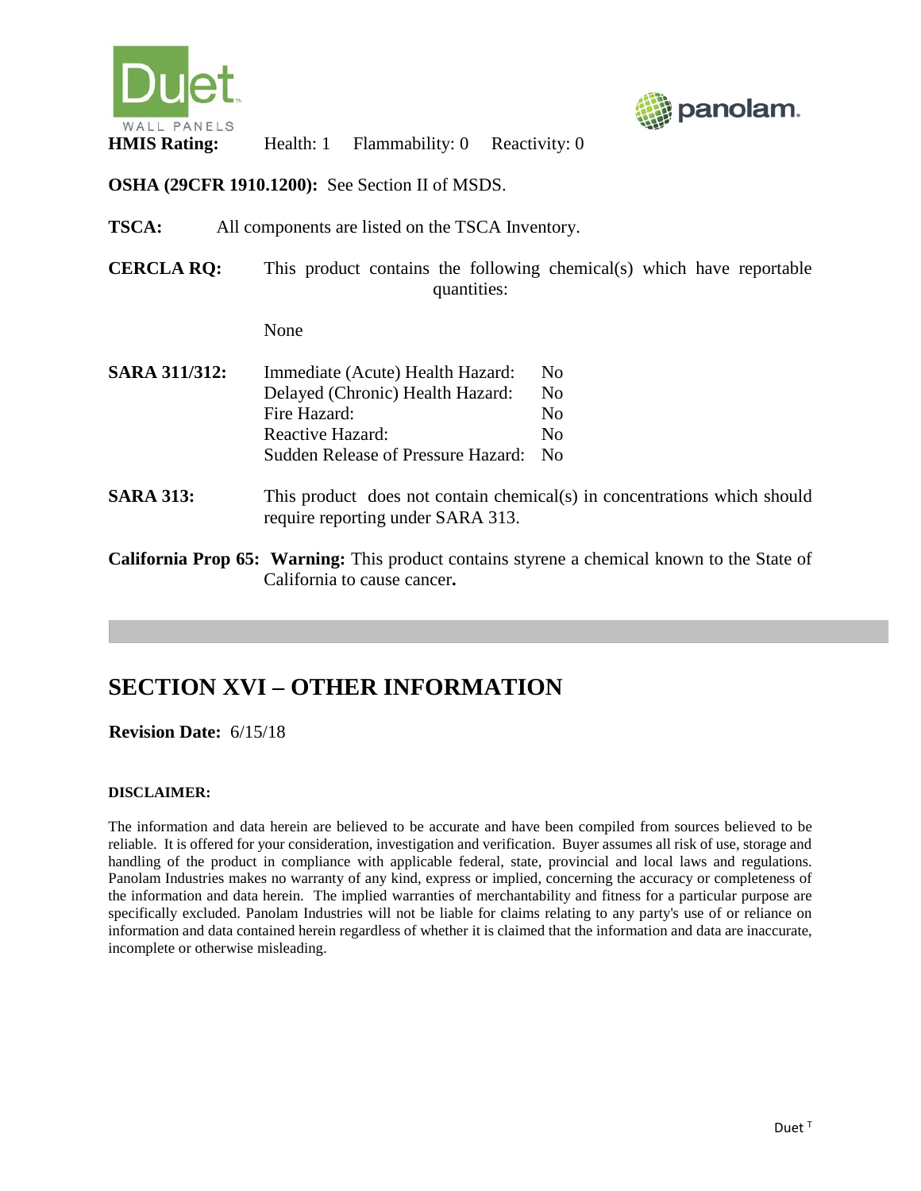**HMIS Rating:** Health: 1 Flammability: 0 Reactivity: 0

**OSHA (29CFR 1910.1200):** See Section II of MSDS.

**TSCA:** All components are listed on the TSCA Inventory.

**CERCLA RQ:** This product contains the following chemical(s) which have reportable quantities:

None

**SARA 311/312:**

| | |
|---|---|
| Immediate (Acute) Health Hazard: | No |
| Delayed (Chronic) Health Hazard: | No |
| Fire Hazard: | No |
| Reactive Hazard: | No |
| Sudden Release of Pressure Hazard: | No |

**SARA 313:** This product does not contain chemical(s) in concentrations which should require reporting under SARA 313.

**California Prop 65:** **Warning:** This product contains styrene a chemical known to the State of California to cause cancer**.**

## SECTION XVI – OTHER INFORMATION

**Revision Date:** 6/15/18

**DISCLAIMER:**

The information and data herein are believed to be accurate and have been compiled from sources believed to be reliable. It is offered for your consideration, investigation and verification. Buyer assumes all risk of use, storage and handling of the product in compliance with applicable federal, state, provincial and local laws and regulations. Panolam Industries makes no warranty of any kind, express or implied, concerning the accuracy or completeness of the information and data herein. The implied warranties of merchantability and fitness for a particular purpose are specifically excluded. Panolam Industries will not be liable for claims relating to any party's use of or reliance on information and data contained herein regardless of whether it is claimed that the information and data are inaccurate, incomplete or otherwise misleading.